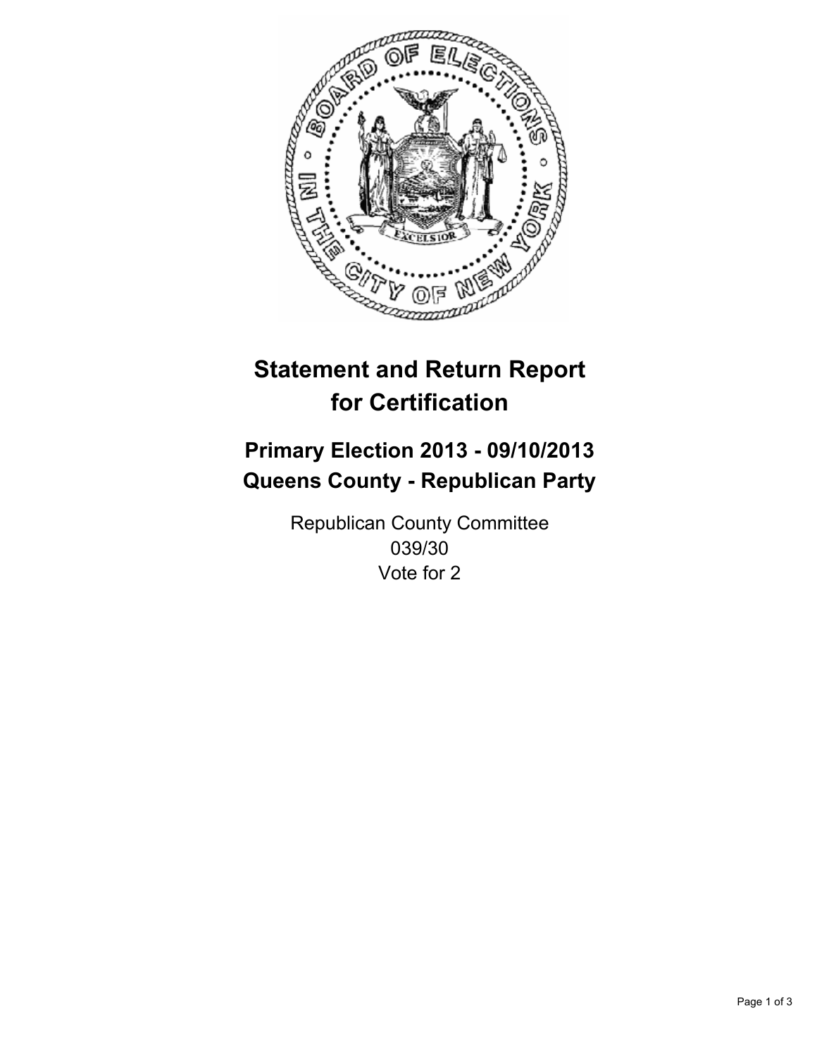# Statement and Return Report for Certification

## Primary Election 2013 - 09/10/2013
## Queens County - Republican Party

Republican County Committee
039/30
Vote for 2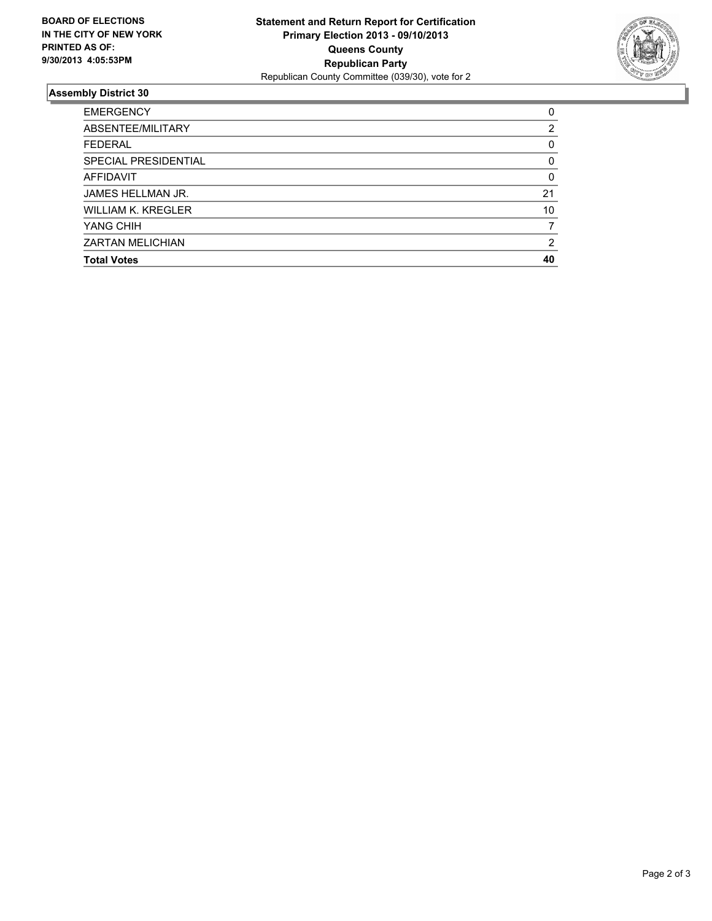**BOARD OF ELECTIONS IN THE CITY OF NEW YORK PRINTED AS OF: 9/30/2013 4:05:53PM**

**Statement and Return Report for Certification**
**Primary Election 2013 - 09/10/2013**
**Queens County**
**Republican Party**
Republican County Committee (039/30), vote for 2

## Assembly District 30

| | |
|---|---|
| EMERGENCY | 0 |
| ABSENTEE/MILITARY | 2 |
| FEDERAL | 0 |
| SPECIAL PRESIDENTIAL | 0 |
| AFFIDAVIT | 0 |
| JAMES HELLMAN JR. | 21 |
| WILLIAM K. KREGLER | 10 |
| YANG CHIH | 7 |
| ZARTAN MELICHIAN | 2 |
| **Total Votes** | **40** |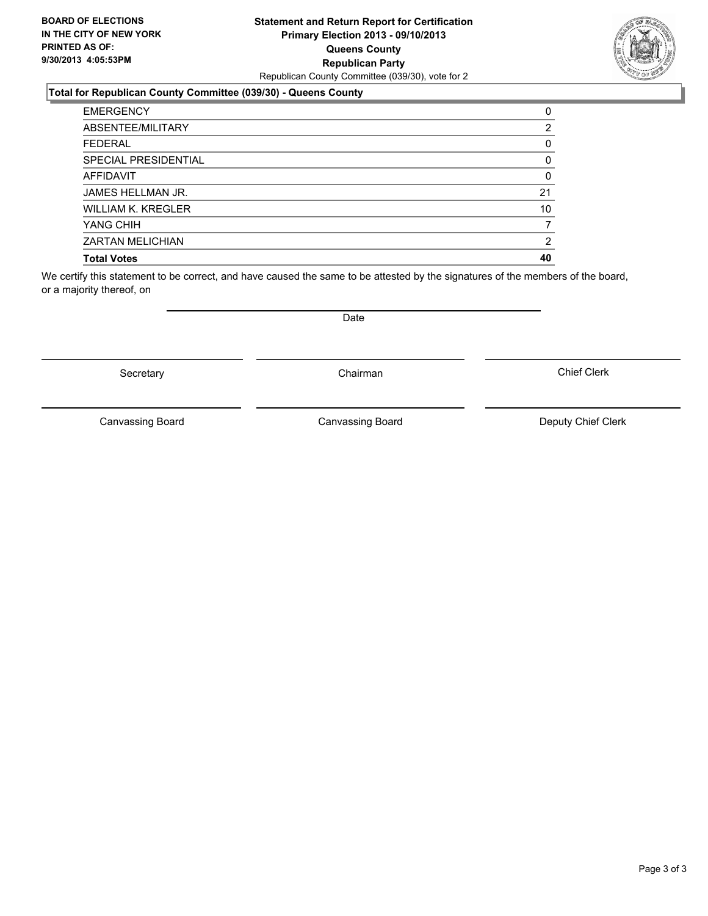**BOARD OF ELECTIONS IN THE CITY OF NEW YORK PRINTED AS OF: 9/30/2013 4:05:53PM**

**Statement and Return Report for Certification**
**Primary Election 2013 - 09/10/2013**
**Queens County**
**Republican Party**
Republican County Committee (039/30), vote for 2

**Total for Republican County Committee (039/30) - Queens County**

| | |
|---|---|
| EMERGENCY | 0 |
| ABSENTEE/MILITARY | 2 |
| FEDERAL | 0 |
| SPECIAL PRESIDENTIAL | 0 |
| AFFIDAVIT | 0 |
| JAMES HELLMAN JR. | 21 |
| WILLIAM K. KREGLER | 10 |
| YANG CHIH | 7 |
| ZARTAN MELICHIAN | 2 |
| **Total Votes** | **40** |

We certify this statement to be correct, and have caused the same to be attested by the signatures of the members of the board, or a majority thereof, on

Date

Secretary | Chairman | Chief Clerk

Canvassing Board | Canvassing Board | Deputy Chief Clerk